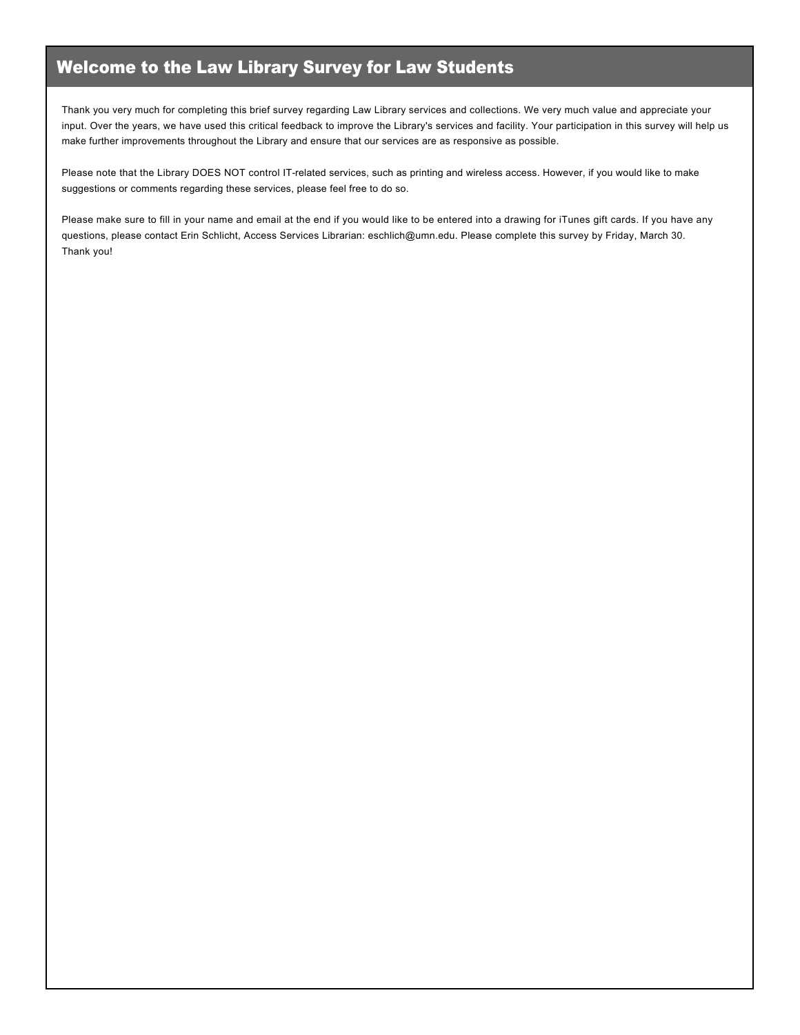# Welcome to the Law Library Survey for Law Students

Thank you very much for completing this brief survey regarding Law Library services and collections. We very much value and appreciate your input. Over the years, we have used this critical feedback to improve the Library's services and facility. Your participation in this survey will help us make further improvements throughout the Library and ensure that our services are as responsive as possible.

Please note that the Library DOES NOT control IT-related services, such as printing and wireless access. However, if you would like to make suggestions or comments regarding these services, please feel free to do so.

Please make sure to fill in your name and email at the end if you would like to be entered into a drawing for iTunes gift cards. If you have any questions, please contact Erin Schlicht, Access Services Librarian: eschlich@umn.edu. Please complete this survey by Friday, March 30.
Thank you!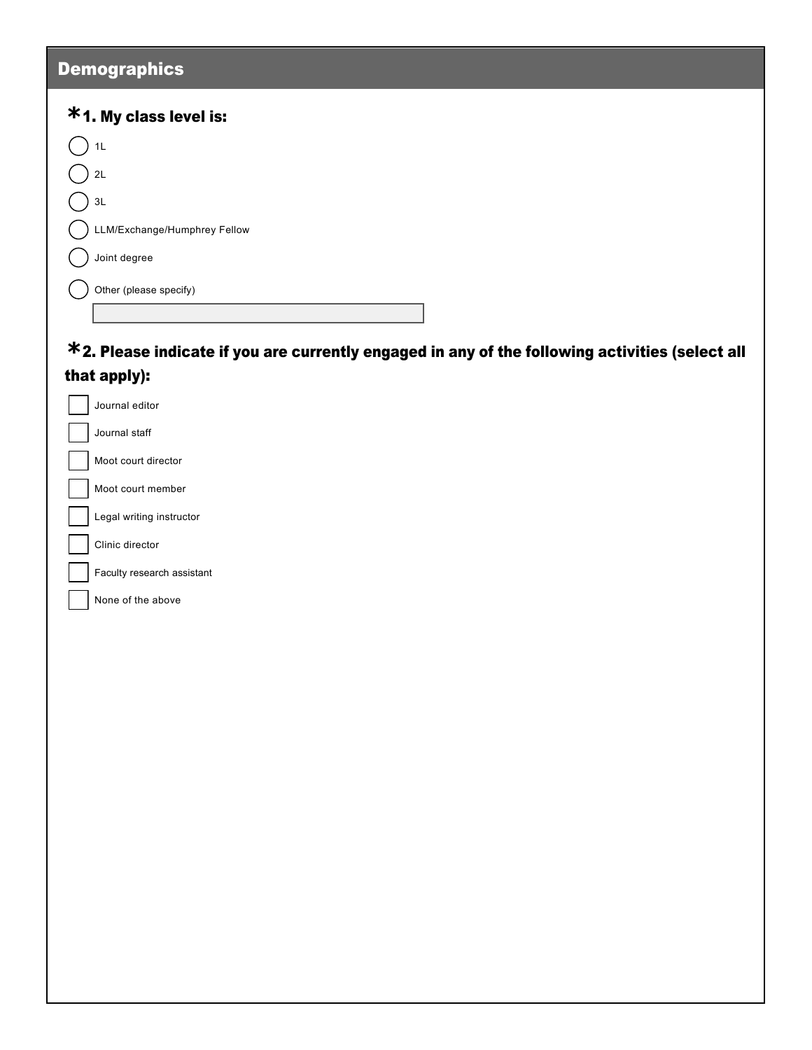## Demographics

### *1. My class level is:

- ( ) 1L
- ( ) 2L
- ( ) 3L
- ( ) LLM/Exchange/Humphrey Fellow
- ( ) Joint degree
- ( ) Other (please specify)

### *2. Please indicate if you are currently engaged in any of the following activities (select all that apply):

- [ ] Journal editor
- [ ] Journal staff
- [ ] Moot court director
- [ ] Moot court member
- [ ] Legal writing instructor
- [ ] Clinic director
- [ ] Faculty research assistant
- [ ] None of the above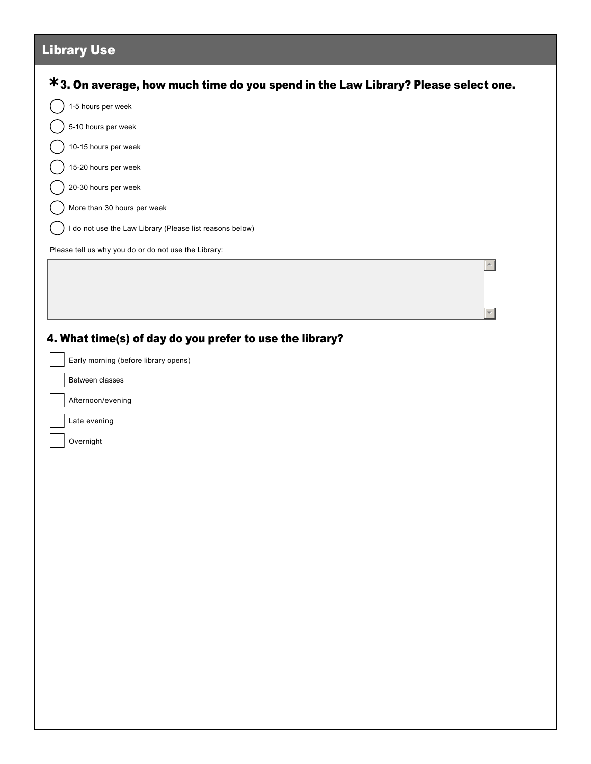## Library Use

### *3. On average, how much time do you spend in the Law Library? Please select one.

- ◯ 1-5 hours per week
- ◯ 5-10 hours per week
- ◯ 10-15 hours per week
- ◯ 15-20 hours per week
- ◯ 20-30 hours per week
- ◯ More than 30 hours per week
- ◯ I do not use the Law Library (Please list reasons below)

Please tell us why you do or do not use the Library:

### 4. What time(s) of day do you prefer to use the library?

- ☐ Early morning (before library opens)
- ☐ Between classes
- ☐ Afternoon/evening
- ☐ Late evening
- ☐ Overnight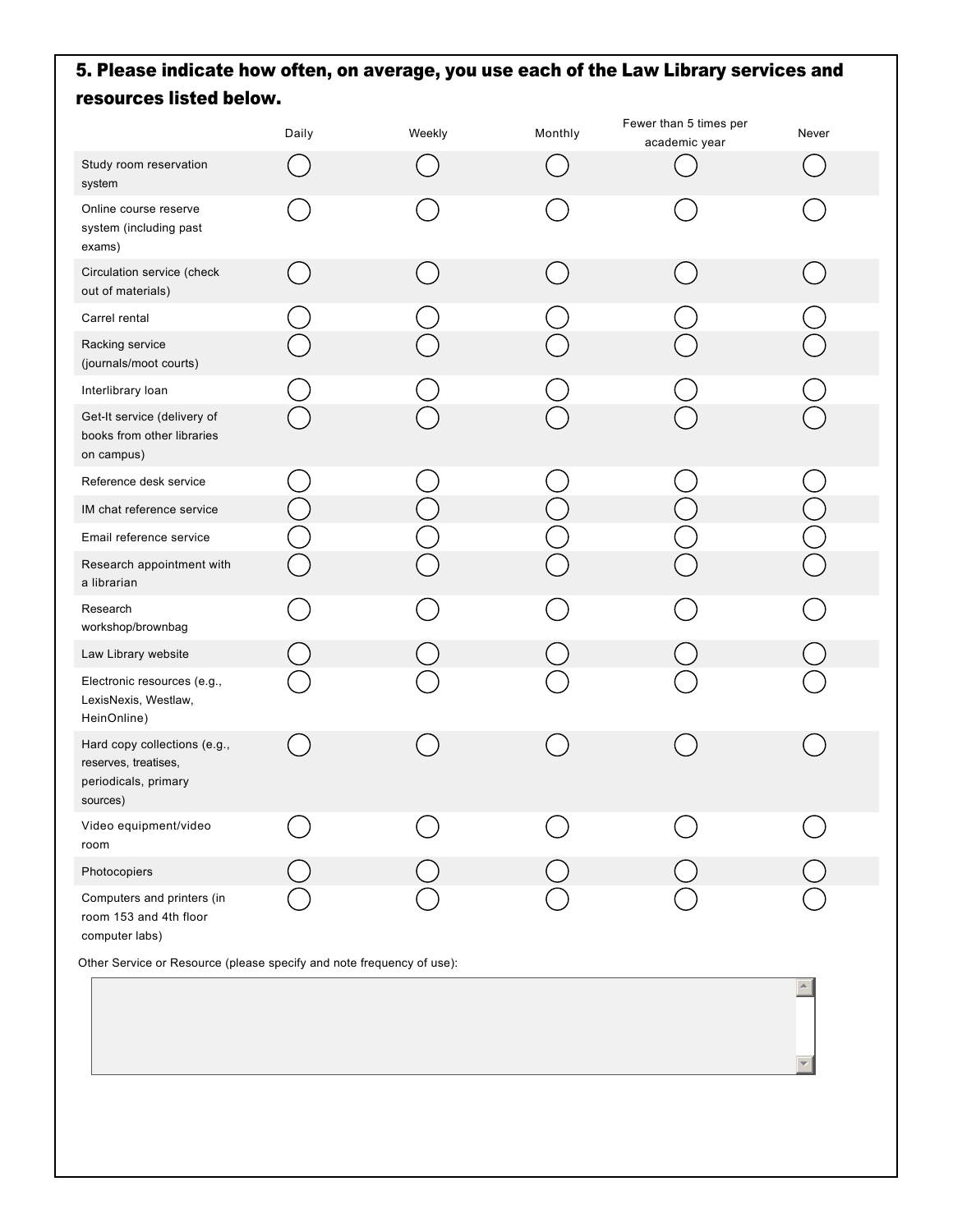## 5. Please indicate how often, on average, you use each of the Law Library services and resources listed below.

| | Daily | Weekly | Monthly | Fewer than 5 times per academic year | Never |
|---|---|---|---|---|---|
| Study room reservation system | ◯ | ◯ | ◯ | ◯ | ◯ |
| Online course reserve system (including past exams) | ◯ | ◯ | ◯ | ◯ | ◯ |
| Circulation service (check out of materials) | ◯ | ◯ | ◯ | ◯ | ◯ |
| Carrel rental | ◯ | ◯ | ◯ | ◯ | ◯ |
| Racking service (journals/moot courts) | ◯ | ◯ | ◯ | ◯ | ◯ |
| Interlibrary loan | ◯ | ◯ | ◯ | ◯ | ◯ |
| Get-It service (delivery of books from other libraries on campus) | ◯ | ◯ | ◯ | ◯ | ◯ |
| Reference desk service | ◯ | ◯ | ◯ | ◯ | ◯ |
| IM chat reference service | ◯ | ◯ | ◯ | ◯ | ◯ |
| Email reference service | ◯ | ◯ | ◯ | ◯ | ◯ |
| Research appointment with a librarian | ◯ | ◯ | ◯ | ◯ | ◯ |
| Research workshop/brownbag | ◯ | ◯ | ◯ | ◯ | ◯ |
| Law Library website | ◯ | ◯ | ◯ | ◯ | ◯ |
| Electronic resources (e.g., LexisNexis, Westlaw, HeinOnline) | ◯ | ◯ | ◯ | ◯ | ◯ |
| Hard copy collections (e.g., reserves, treatises, periodicals, primary sources) | ◯ | ◯ | ◯ | ◯ | ◯ |
| Video equipment/video room | ◯ | ◯ | ◯ | ◯ | ◯ |
| Photocopiers | ◯ | ◯ | ◯ | ◯ | ◯ |
| Computers and printers (in room 153 and 4th floor computer labs) | ◯ | ◯ | ◯ | ◯ | ◯ |

Other Service or Resource (please specify and note frequency of use):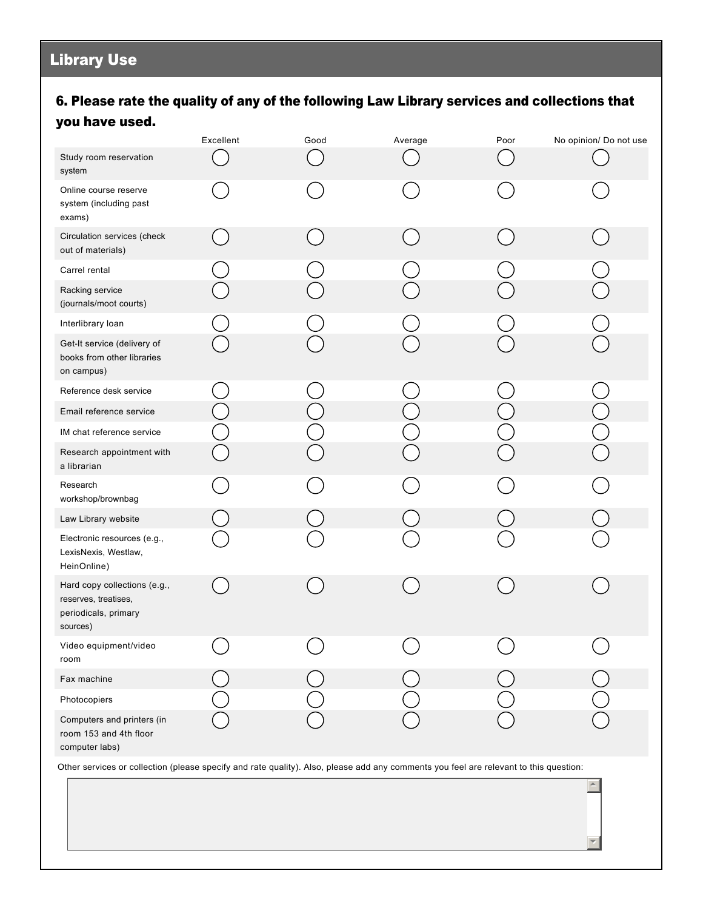## Library Use

### 6. Please rate the quality of any of the following Law Library services and collections that you have used.

| | Excellent | Good | Average | Poor | No opinion/ Do not use |
|---|---|---|---|---|---|
| Study room reservation system | ◯ | ◯ | ◯ | ◯ | ◯ |
| Online course reserve system (including past exams) | ◯ | ◯ | ◯ | ◯ | ◯ |
| Circulation services (check out of materials) | ◯ | ◯ | ◯ | ◯ | ◯ |
| Carrel rental | ◯ | ◯ | ◯ | ◯ | ◯ |
| Racking service (journals/moot courts) | ◯ | ◯ | ◯ | ◯ | ◯ |
| Interlibrary loan | ◯ | ◯ | ◯ | ◯ | ◯ |
| Get-It service (delivery of books from other libraries on campus) | ◯ | ◯ | ◯ | ◯ | ◯ |
| Reference desk service | ◯ | ◯ | ◯ | ◯ | ◯ |
| Email reference service | ◯ | ◯ | ◯ | ◯ | ◯ |
| IM chat reference service | ◯ | ◯ | ◯ | ◯ | ◯ |
| Research appointment with a librarian | ◯ | ◯ | ◯ | ◯ | ◯ |
| Research workshop/brownbag | ◯ | ◯ | ◯ | ◯ | ◯ |
| Law Library website | ◯ | ◯ | ◯ | ◯ | ◯ |
| Electronic resources (e.g., LexisNexis, Westlaw, HeinOnline) | ◯ | ◯ | ◯ | ◯ | ◯ |
| Hard copy collections (e.g., reserves, treatises, periodicals, primary sources) | ◯ | ◯ | ◯ | ◯ | ◯ |
| Video equipment/video room | ◯ | ◯ | ◯ | ◯ | ◯ |
| Fax machine | ◯ | ◯ | ◯ | ◯ | ◯ |
| Photocopiers | ◯ | ◯ | ◯ | ◯ | ◯ |
| Computers and printers (in room 153 and 4th floor computer labs) | ◯ | ◯ | ◯ | ◯ | ◯ |

Other services or collection (please specify and rate quality). Also, please add any comments you feel are relevant to this question: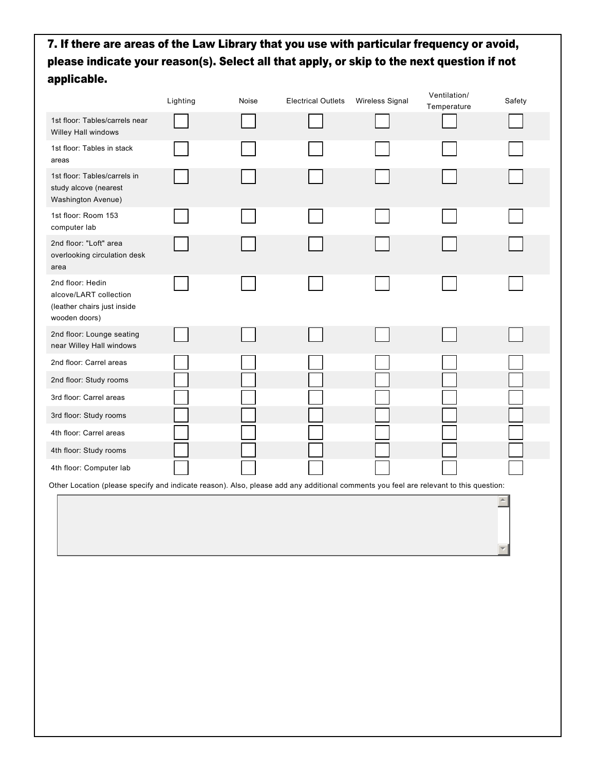### 7. If there are areas of the Law Library that you use with particular frequency or avoid, please indicate your reason(s). Select all that apply, or skip to the next question if not applicable.

| | Lighting | Noise | Electrical Outlets | Wireless Signal | Ventilation/ Temperature | Safety |
|---|---|---|---|---|---|---|
| 1st floor: Tables/carrels near Willey Hall windows | ☐ | ☐ | ☐ | ☐ | ☐ | ☐ |
| 1st floor: Tables in stack areas | ☐ | ☐ | ☐ | ☐ | ☐ | ☐ |
| 1st floor: Tables/carrels in study alcove (nearest Washington Avenue) | ☐ | ☐ | ☐ | ☐ | ☐ | ☐ |
| 1st floor: Room 153 computer lab | ☐ | ☐ | ☐ | ☐ | ☐ | ☐ |
| 2nd floor: "Loft" area overlooking circulation desk area | ☐ | ☐ | ☐ | ☐ | ☐ | ☐ |
| 2nd floor: Hedin alcove/LART collection (leather chairs just inside wooden doors) | ☐ | ☐ | ☐ | ☐ | ☐ | ☐ |
| 2nd floor: Lounge seating near Willey Hall windows | ☐ | ☐ | ☐ | ☐ | ☐ | ☐ |
| 2nd floor: Carrel areas | ☐ | ☐ | ☐ | ☐ | ☐ | ☐ |
| 2nd floor: Study rooms | ☐ | ☐ | ☐ | ☐ | ☐ | ☐ |
| 3rd floor: Carrel areas | ☐ | ☐ | ☐ | ☐ | ☐ | ☐ |
| 3rd floor: Study rooms | ☐ | ☐ | ☐ | ☐ | ☐ | ☐ |
| 4th floor: Carrel areas | ☐ | ☐ | ☐ | ☐ | ☐ | ☐ |
| 4th floor: Study rooms | ☐ | ☐ | ☐ | ☐ | ☐ | ☐ |
| 4th floor: Computer lab | ☐ | ☐ | ☐ | ☐ | ☐ | ☐ |

Other Location (please specify and indicate reason). Also, please add any additional comments you feel are relevant to this question: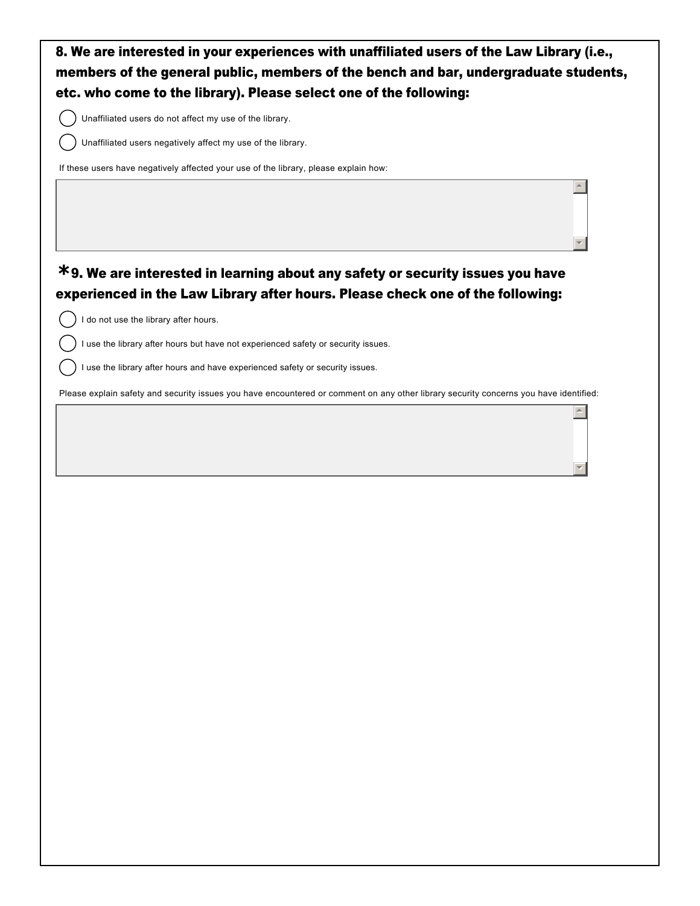## 8. We are interested in your experiences with unaffiliated users of the Law Library (i.e., members of the general public, members of the bench and bar, undergraduate students, etc. who come to the library). Please select one of the following:

- ◯ Unaffiliated users do not affect my use of the library.
- ◯ Unaffiliated users negatively affect my use of the library.

If these users have negatively affected your use of the library, please explain how:

## *9. We are interested in learning about any safety or security issues you have experienced in the Law Library after hours. Please check one of the following:

- ◯ I do not use the library after hours.
- ◯ I use the library after hours but have not experienced safety or security issues.
- ◯ I use the library after hours and have experienced safety or security issues.

Please explain safety and security issues you have encountered or comment on any other library security concerns you have identified: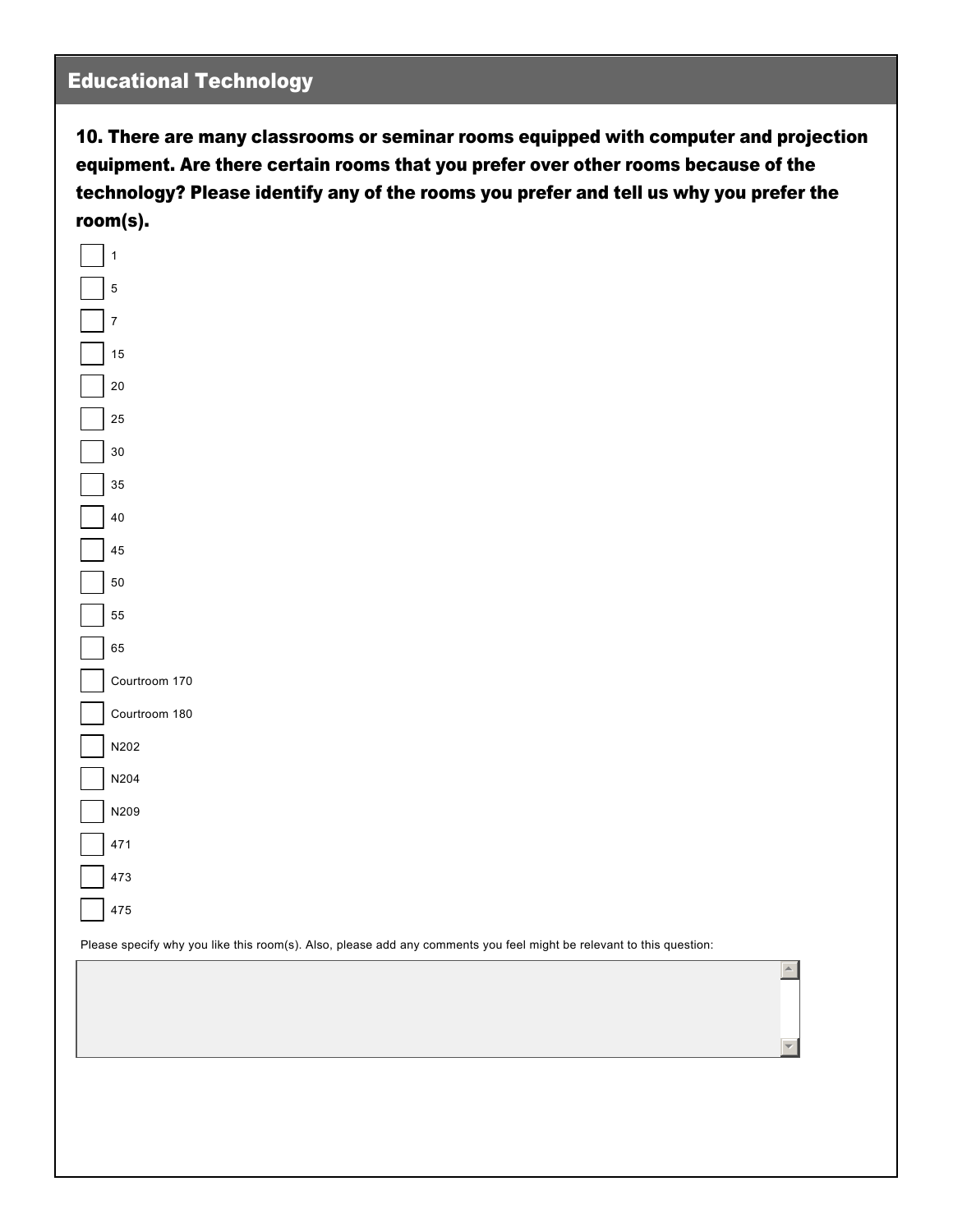## Educational Technology

**10. There are many classrooms or seminar rooms equipped with computer and projection equipment. Are there certain rooms that you prefer over other rooms because of the technology? Please identify any of the rooms you prefer and tell us why you prefer the room(s).**

- [ ] 1
- [ ] 5
- [ ] 7
- [ ] 15
- [ ] 20
- [ ] 25
- [ ] 30
- [ ] 35
- [ ] 40
- [ ] 45
- [ ] 50
- [ ] 55
- [ ] 65
- [ ] Courtroom 170
- [ ] Courtroom 180
- [ ] N202
- [ ] N204
- [ ] N209
- [ ] 471
- [ ] 473
- [ ] 475

Please specify why you like this room(s). Also, please add any comments you feel might be relevant to this question: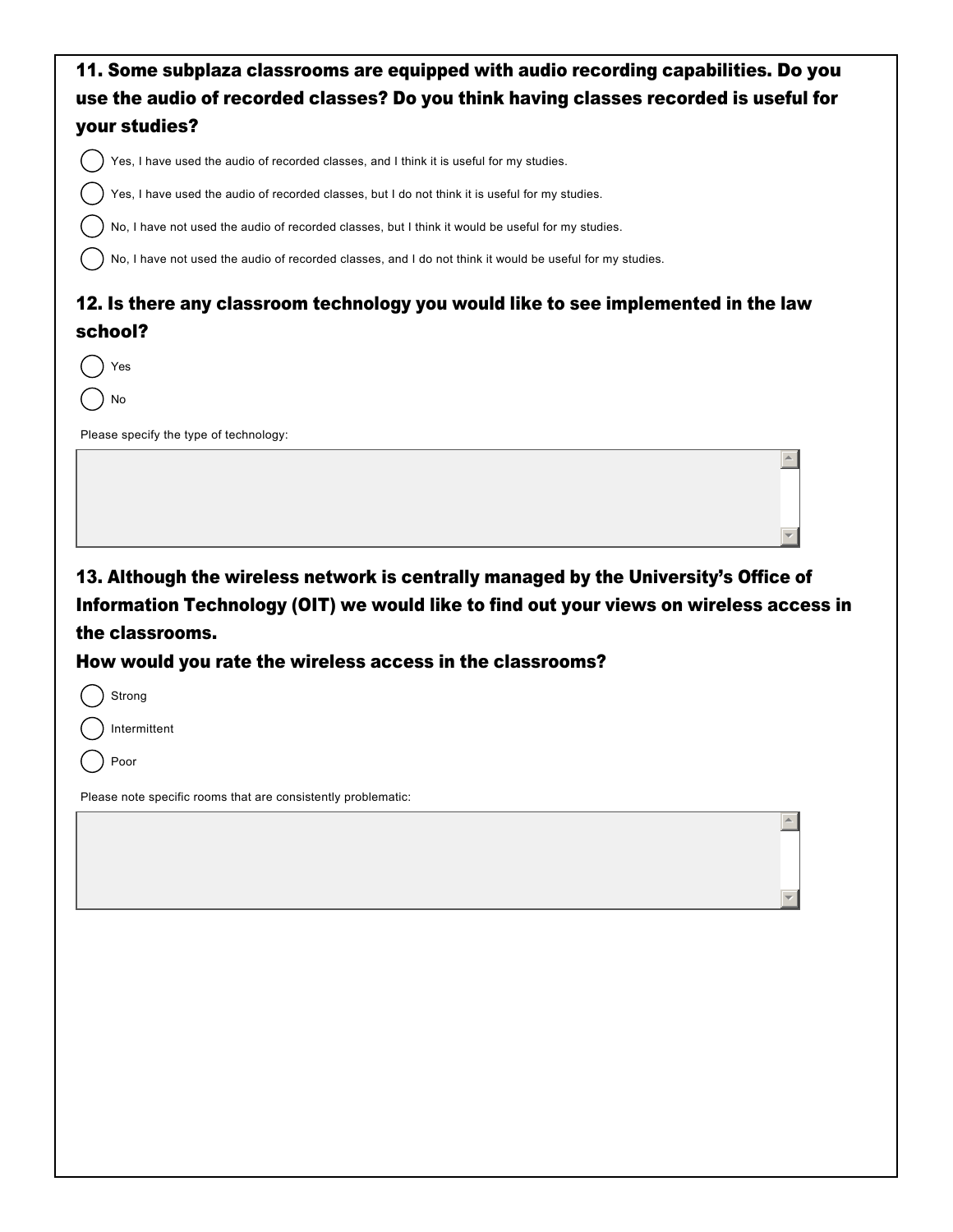### 11. Some subplaza classrooms are equipped with audio recording capabilities. Do you use the audio of recorded classes? Do you think having classes recorded is useful for your studies?

- ◯ Yes, I have used the audio of recorded classes, and I think it is useful for my studies.
- ◯ Yes, I have used the audio of recorded classes, but I do not think it is useful for my studies.
- ◯ No, I have not used the audio of recorded classes, but I think it would be useful for my studies.
- ◯ No, I have not used the audio of recorded classes, and I do not think it would be useful for my studies.

### 12. Is there any classroom technology you would like to see implemented in the law school?

- ◯ Yes
- ◯ No

Please specify the type of technology:

### 13. Although the wireless network is centrally managed by the University's Office of Information Technology (OIT) we would like to find out your views on wireless access in the classrooms.

### How would you rate the wireless access in the classrooms?

- ◯ Strong
- ◯ Intermittent
- ◯ Poor

Please note specific rooms that are consistently problematic: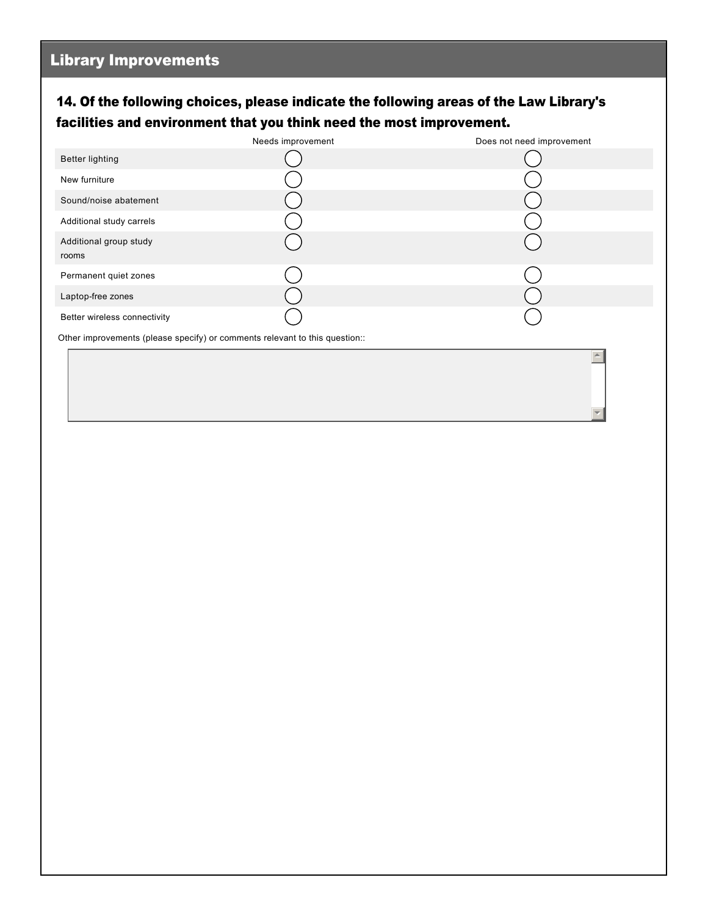## Library Improvements

### 14. Of the following choices, please indicate the following areas of the Law Library's facilities and environment that you think need the most improvement.

| | Needs improvement | Does not need improvement |
|---|---|---|
| Better lighting | ◯ | ◯ |
| New furniture | ◯ | ◯ |
| Sound/noise abatement | ◯ | ◯ |
| Additional study carrels | ◯ | ◯ |
| Additional group study rooms | ◯ | ◯ |
| Permanent quiet zones | ◯ | ◯ |
| Laptop-free zones | ◯ | ◯ |
| Better wireless connectivity | ◯ | ◯ |

Other improvements (please specify) or comments relevant to this question::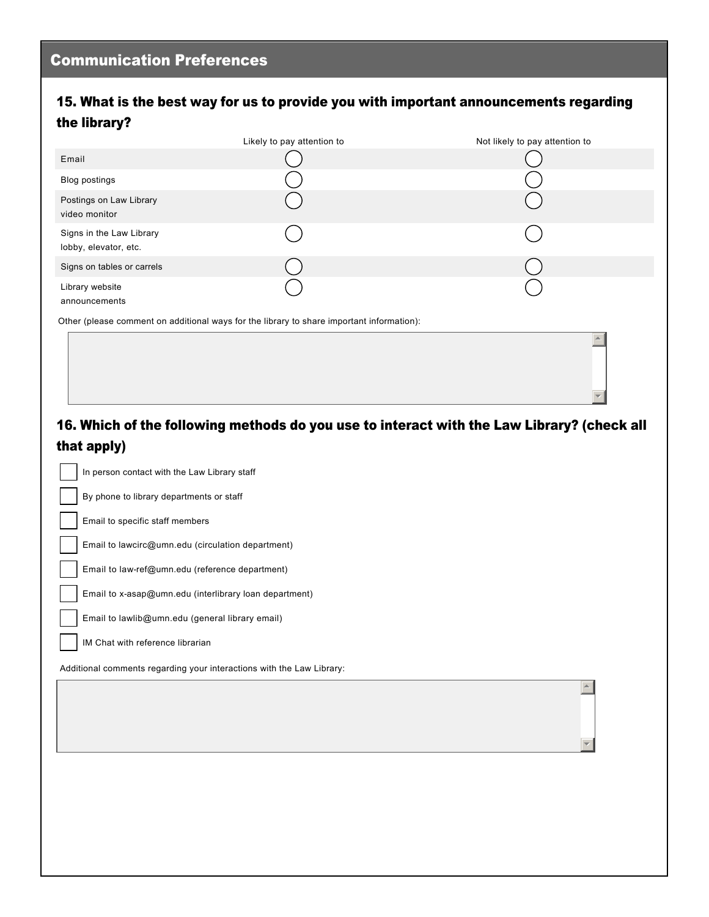## Communication Preferences

### 15. What is the best way for us to provide you with important announcements regarding the library?

| | Likely to pay attention to | Not likely to pay attention to |
|---|---|---|
| Email | ◯ | ◯ |
| Blog postings | ◯ | ◯ |
| Postings on Law Library video monitor | ◯ | ◯ |
| Signs in the Law Library lobby, elevator, etc. | ◯ | ◯ |
| Signs on tables or carrels | ◯ | ◯ |
| Library website announcements | ◯ | ◯ |

Other (please comment on additional ways for the library to share important information):

### 16. Which of the following methods do you use to interact with the Law Library? (check all that apply)

- ☐ In person contact with the Law Library staff
- ☐ By phone to library departments or staff
- ☐ Email to specific staff members
- ☐ Email to lawcirc@umn.edu (circulation department)
- ☐ Email to law-ref@umn.edu (reference department)
- ☐ Email to x-asap@umn.edu (interlibrary loan department)
- ☐ Email to lawlib@umn.edu (general library email)
- ☐ IM Chat with reference librarian

Additional comments regarding your interactions with the Law Library: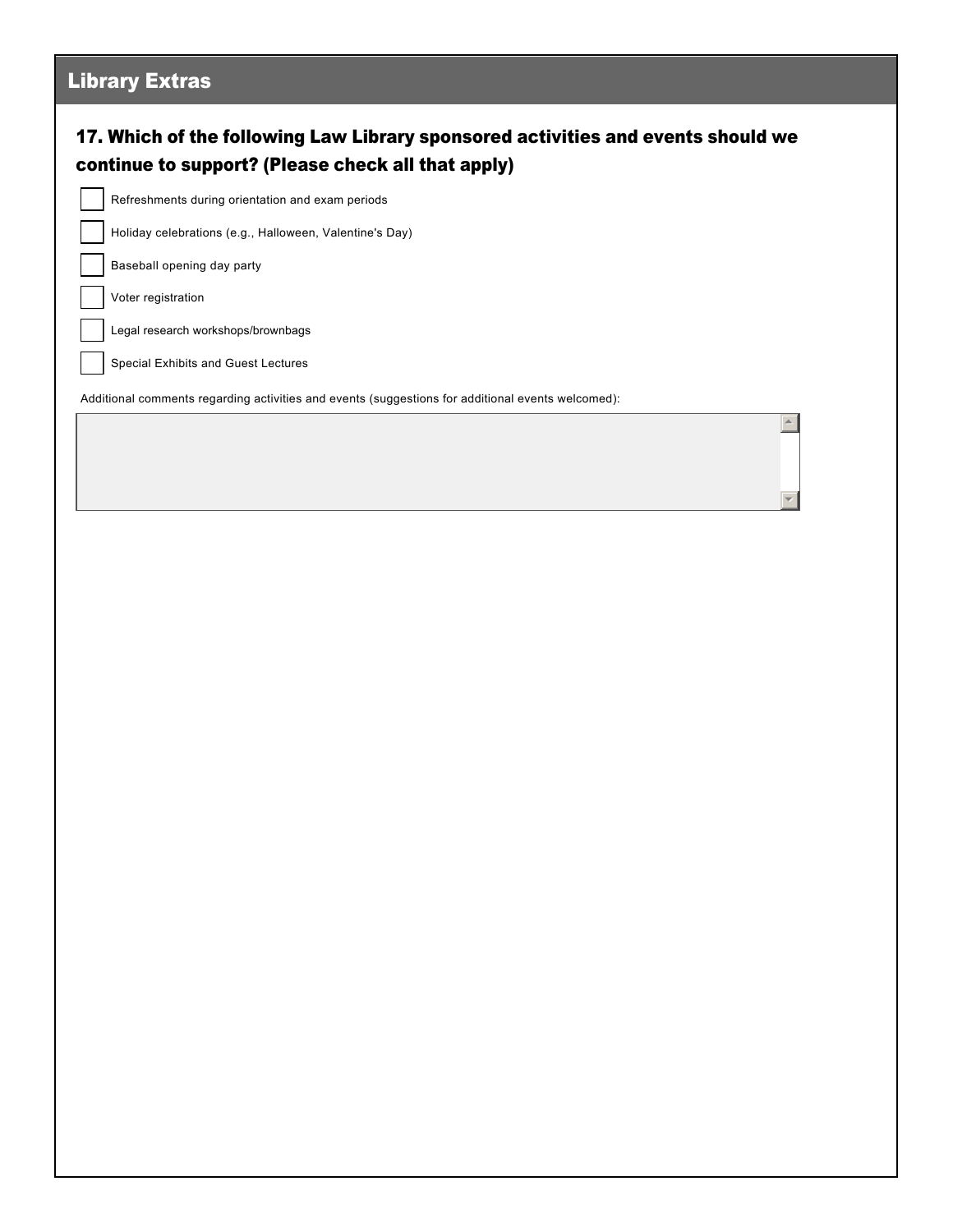## Library Extras

### 17. Which of the following Law Library sponsored activities and events should we continue to support? (Please check all that apply)

- [ ] Refreshments during orientation and exam periods
- [ ] Holiday celebrations (e.g., Halloween, Valentine's Day)
- [ ] Baseball opening day party
- [ ] Voter registration
- [ ] Legal research workshops/brownbags
- [ ] Special Exhibits and Guest Lectures

Additional comments regarding activities and events (suggestions for additional events welcomed):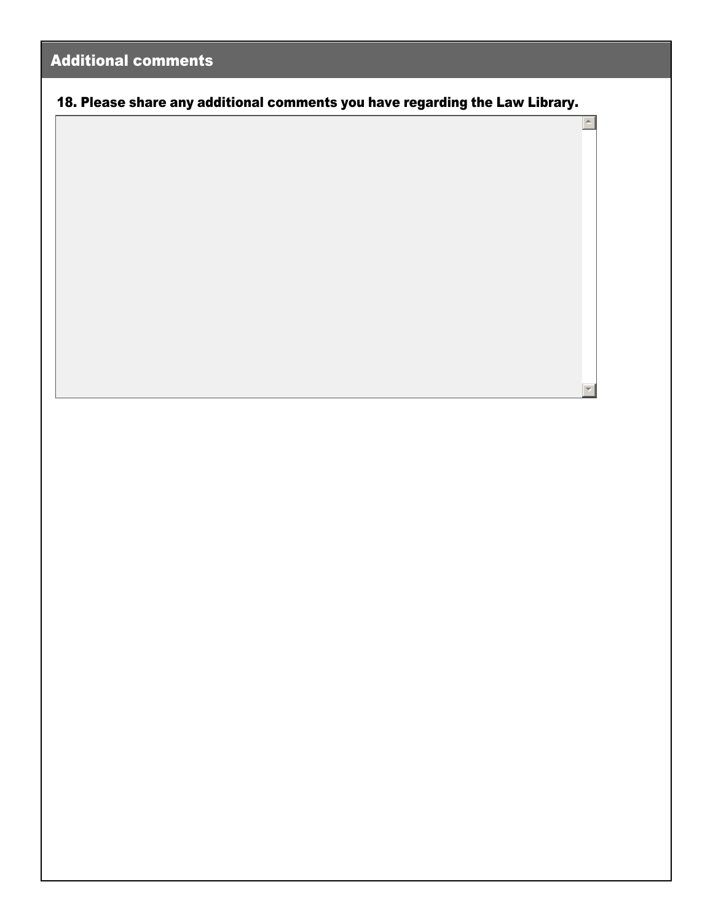## Additional comments

**18. Please share any additional comments you have regarding the Law Library.**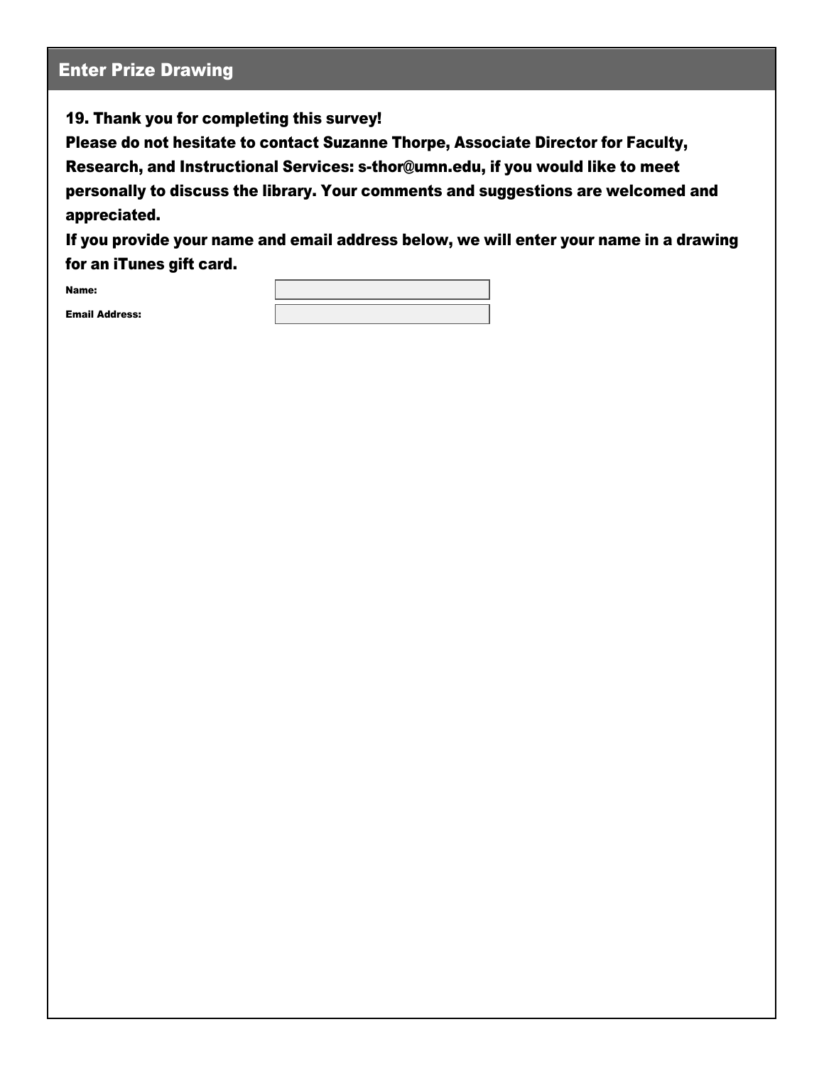## Enter Prize Drawing

**19. Thank you for completing this survey!**
**Please do not hesitate to contact Suzanne Thorpe, Associate Director for Faculty, Research, and Instructional Services: s-thor@umn.edu, if you would like to meet personally to discuss the library. Your comments and suggestions are welcomed and appreciated.**
**If you provide your name and email address below, we will enter your name in a drawing for an iTunes gift card.**

**Name:**

**Email Address:**